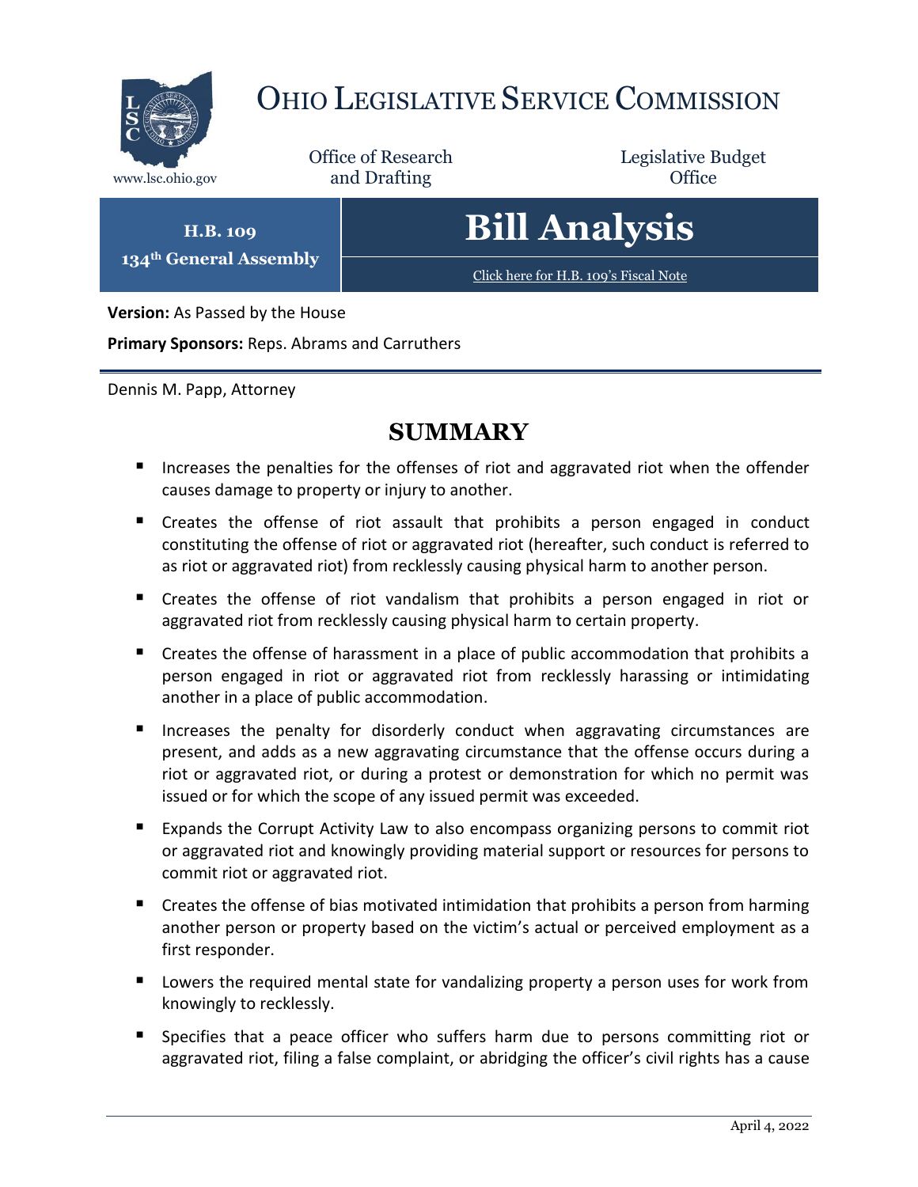# OHIO LEGISLATIVE SERVICE COMMISSION

www.lsc.ohio.gov

Office of Research and Drafting

Legislative Budget Office

**H.B. 109**
**134th General Assembly**

# Bill Analysis

Click here for H.B. 109's Fiscal Note

**Version:** As Passed by the House

**Primary Sponsors:** Reps. Abrams and Carruthers

Dennis M. Papp, Attorney

## SUMMARY

- Increases the penalties for the offenses of riot and aggravated riot when the offender causes damage to property or injury to another.
- Creates the offense of riot assault that prohibits a person engaged in conduct constituting the offense of riot or aggravated riot (hereafter, such conduct is referred to as riot or aggravated riot) from recklessly causing physical harm to another person.
- Creates the offense of riot vandalism that prohibits a person engaged in riot or aggravated riot from recklessly causing physical harm to certain property.
- Creates the offense of harassment in a place of public accommodation that prohibits a person engaged in riot or aggravated riot from recklessly harassing or intimidating another in a place of public accommodation.
- Increases the penalty for disorderly conduct when aggravating circumstances are present, and adds as a new aggravating circumstance that the offense occurs during a riot or aggravated riot, or during a protest or demonstration for which no permit was issued or for which the scope of any issued permit was exceeded.
- Expands the Corrupt Activity Law to also encompass organizing persons to commit riot or aggravated riot and knowingly providing material support or resources for persons to commit riot or aggravated riot.
- Creates the offense of bias motivated intimidation that prohibits a person from harming another person or property based on the victim's actual or perceived employment as a first responder.
- Lowers the required mental state for vandalizing property a person uses for work from knowingly to recklessly.
- Specifies that a peace officer who suffers harm due to persons committing riot or aggravated riot, filing a false complaint, or abridging the officer's civil rights has a cause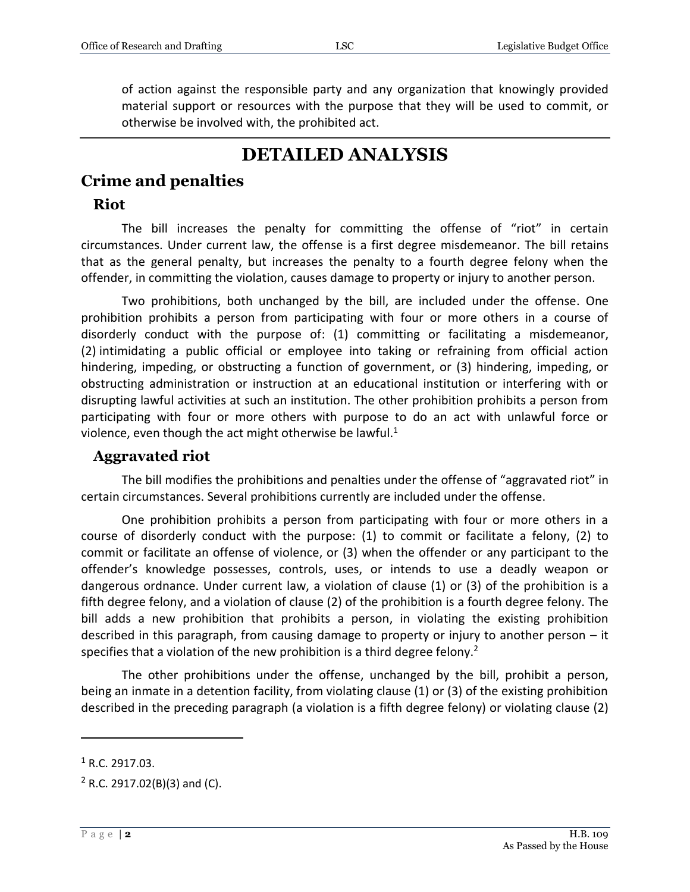of action against the responsible party and any organization that knowingly provided material support or resources with the purpose that they will be used to commit, or otherwise be involved with, the prohibited act.

# DETAILED ANALYSIS

## Crime and penalties

### Riot

The bill increases the penalty for committing the offense of "riot" in certain circumstances. Under current law, the offense is a first degree misdemeanor. The bill retains that as the general penalty, but increases the penalty to a fourth degree felony when the offender, in committing the violation, causes damage to property or injury to another person.

Two prohibitions, both unchanged by the bill, are included under the offense. One prohibition prohibits a person from participating with four or more others in a course of disorderly conduct with the purpose of: (1) committing or facilitating a misdemeanor, (2) intimidating a public official or employee into taking or refraining from official action hindering, impeding, or obstructing a function of government, or (3) hindering, impeding, or obstructing administration or instruction at an educational institution or interfering with or disrupting lawful activities at such an institution. The other prohibition prohibits a person from participating with four or more others with purpose to do an act with unlawful force or violence, even though the act might otherwise be lawful.[1]

### Aggravated riot

The bill modifies the prohibitions and penalties under the offense of "aggravated riot" in certain circumstances. Several prohibitions currently are included under the offense.

One prohibition prohibits a person from participating with four or more others in a course of disorderly conduct with the purpose: (1) to commit or facilitate a felony, (2) to commit or facilitate an offense of violence, or (3) when the offender or any participant to the offender's knowledge possesses, controls, uses, or intends to use a deadly weapon or dangerous ordnance. Under current law, a violation of clause (1) or (3) of the prohibition is a fifth degree felony, and a violation of clause (2) of the prohibition is a fourth degree felony. The bill adds a new prohibition that prohibits a person, in violating the existing prohibition described in this paragraph, from causing damage to property or injury to another person – it specifies that a violation of the new prohibition is a third degree felony.[2]

The other prohibitions under the offense, unchanged by the bill, prohibit a person, being an inmate in a detention facility, from violating clause (1) or (3) of the existing prohibition described in the preceding paragraph (a violation is a fifth degree felony) or violating clause (2)

---

[1] R.C. 2917.03.

[2] R.C. 2917.02(B)(3) and (C).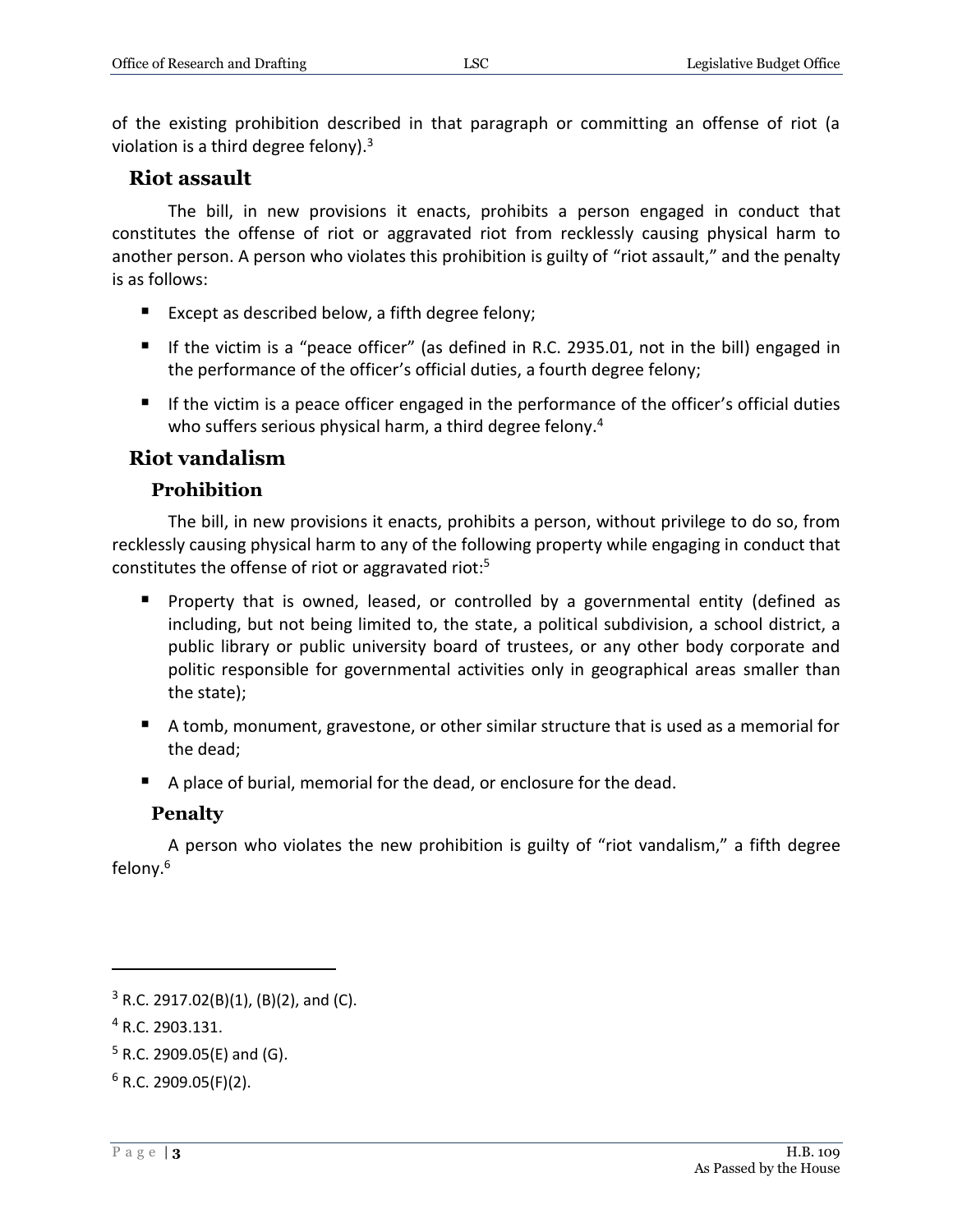of the existing prohibition described in that paragraph or committing an offense of riot (a violation is a third degree felony).[3]

## Riot assault

The bill, in new provisions it enacts, prohibits a person engaged in conduct that constitutes the offense of riot or aggravated riot from recklessly causing physical harm to another person. A person who violates this prohibition is guilty of "riot assault," and the penalty is as follows:

- Except as described below, a fifth degree felony;
- If the victim is a "peace officer" (as defined in R.C. 2935.01, not in the bill) engaged in the performance of the officer's official duties, a fourth degree felony;
- If the victim is a peace officer engaged in the performance of the officer's official duties who suffers serious physical harm, a third degree felony.[4]

## Riot vandalism

### Prohibition

The bill, in new provisions it enacts, prohibits a person, without privilege to do so, from recklessly causing physical harm to any of the following property while engaging in conduct that constitutes the offense of riot or aggravated riot:[5]

- Property that is owned, leased, or controlled by a governmental entity (defined as including, but not being limited to, the state, a political subdivision, a school district, a public library or public university board of trustees, or any other body corporate and politic responsible for governmental activities only in geographical areas smaller than the state);
- A tomb, monument, gravestone, or other similar structure that is used as a memorial for the dead;
- A place of burial, memorial for the dead, or enclosure for the dead.

### Penalty

A person who violates the new prohibition is guilty of "riot vandalism," a fifth degree felony.[6]

---

[3] R.C. 2917.02(B)(1), (B)(2), and (C).

[4] R.C. 2903.131.

[5] R.C. 2909.05(E) and (G).

[6] R.C. 2909.05(F)(2).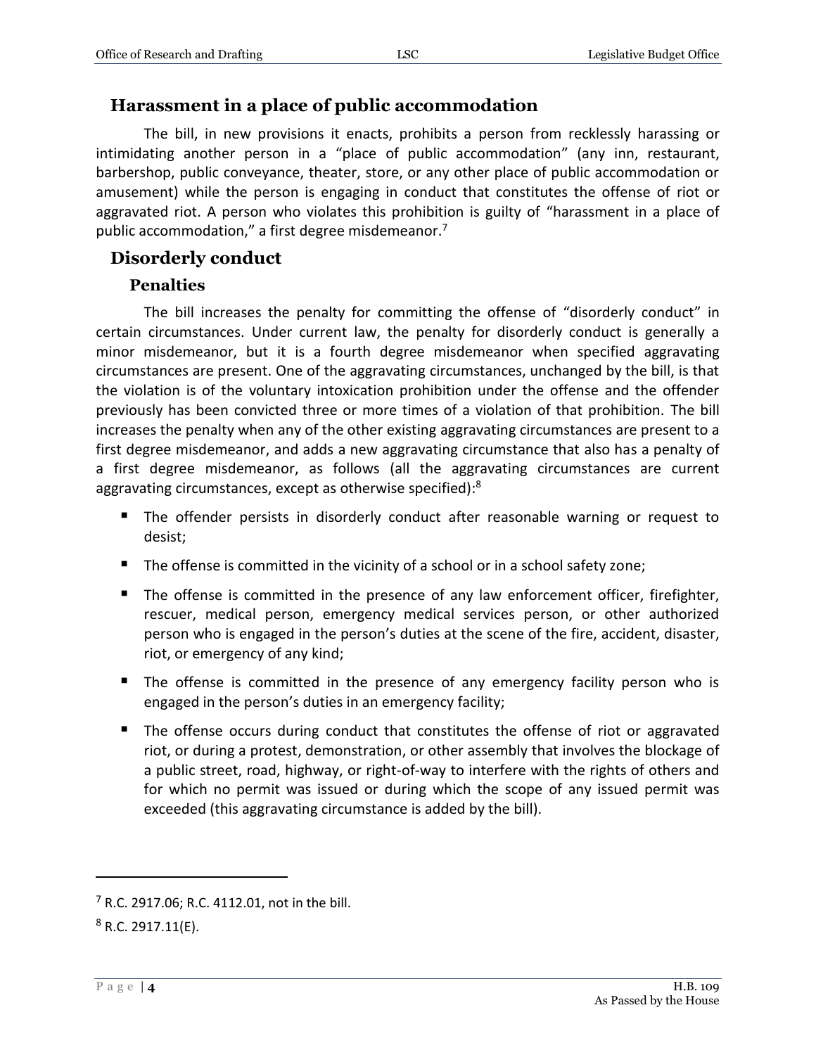## Harassment in a place of public accommodation

The bill, in new provisions it enacts, prohibits a person from recklessly harassing or intimidating another person in a "place of public accommodation" (any inn, restaurant, barbershop, public conveyance, theater, store, or any other place of public accommodation or amusement) while the person is engaging in conduct that constitutes the offense of riot or aggravated riot. A person who violates this prohibition is guilty of "harassment in a place of public accommodation," a first degree misdemeanor.[7]

## Disorderly conduct

### Penalties

The bill increases the penalty for committing the offense of "disorderly conduct" in certain circumstances. Under current law, the penalty for disorderly conduct is generally a minor misdemeanor, but it is a fourth degree misdemeanor when specified aggravating circumstances are present. One of the aggravating circumstances, unchanged by the bill, is that the violation is of the voluntary intoxication prohibition under the offense and the offender previously has been convicted three or more times of a violation of that prohibition. The bill increases the penalty when any of the other existing aggravating circumstances are present to a first degree misdemeanor, and adds a new aggravating circumstance that also has a penalty of a first degree misdemeanor, as follows (all the aggravating circumstances are current aggravating circumstances, except as otherwise specified):[8]

- The offender persists in disorderly conduct after reasonable warning or request to desist;
- The offense is committed in the vicinity of a school or in a school safety zone;
- The offense is committed in the presence of any law enforcement officer, firefighter, rescuer, medical person, emergency medical services person, or other authorized person who is engaged in the person's duties at the scene of the fire, accident, disaster, riot, or emergency of any kind;
- The offense is committed in the presence of any emergency facility person who is engaged in the person's duties in an emergency facility;
- The offense occurs during conduct that constitutes the offense of riot or aggravated riot, or during a protest, demonstration, or other assembly that involves the blockage of a public street, road, highway, or right-of-way to interfere with the rights of others and for which no permit was issued or during which the scope of any issued permit was exceeded (this aggravating circumstance is added by the bill).

---

[7] R.C. 2917.06; R.C. 4112.01, not in the bill.

[8] R.C. 2917.11(E).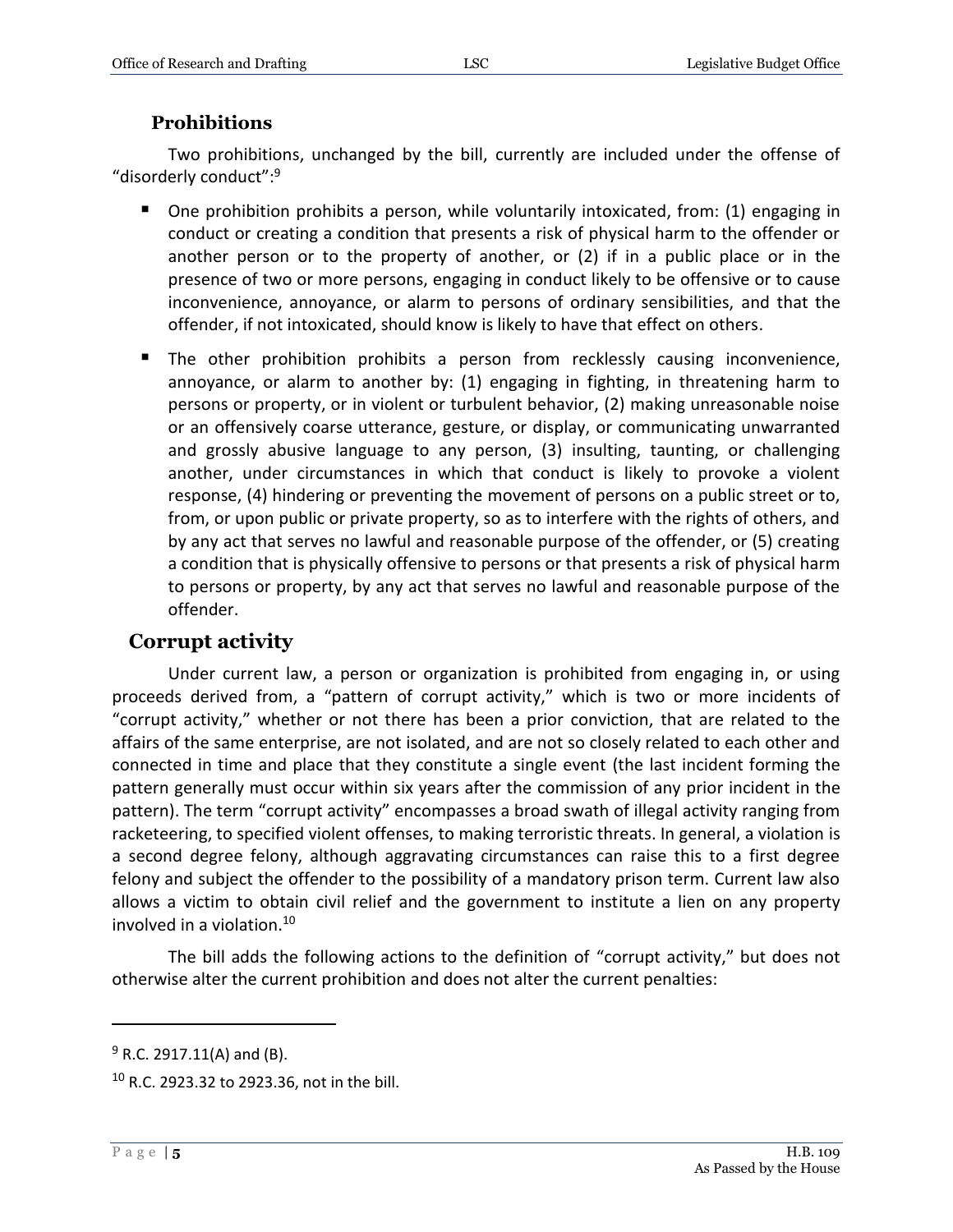### Prohibitions

Two prohibitions, unchanged by the bill, currently are included under the offense of "disorderly conduct":[9]

- One prohibition prohibits a person, while voluntarily intoxicated, from: (1) engaging in conduct or creating a condition that presents a risk of physical harm to the offender or another person or to the property of another, or (2) if in a public place or in the presence of two or more persons, engaging in conduct likely to be offensive or to cause inconvenience, annoyance, or alarm to persons of ordinary sensibilities, and that the offender, if not intoxicated, should know is likely to have that effect on others.
- The other prohibition prohibits a person from recklessly causing inconvenience, annoyance, or alarm to another by: (1) engaging in fighting, in threatening harm to persons or property, or in violent or turbulent behavior, (2) making unreasonable noise or an offensively coarse utterance, gesture, or display, or communicating unwarranted and grossly abusive language to any person, (3) insulting, taunting, or challenging another, under circumstances in which that conduct is likely to provoke a violent response, (4) hindering or preventing the movement of persons on a public street or to, from, or upon public or private property, so as to interfere with the rights of others, and by any act that serves no lawful and reasonable purpose of the offender, or (5) creating a condition that is physically offensive to persons or that presents a risk of physical harm to persons or property, by any act that serves no lawful and reasonable purpose of the offender.

## Corrupt activity

Under current law, a person or organization is prohibited from engaging in, or using proceeds derived from, a "pattern of corrupt activity," which is two or more incidents of "corrupt activity," whether or not there has been a prior conviction, that are related to the affairs of the same enterprise, are not isolated, and are not so closely related to each other and connected in time and place that they constitute a single event (the last incident forming the pattern generally must occur within six years after the commission of any prior incident in the pattern). The term "corrupt activity" encompasses a broad swath of illegal activity ranging from racketeering, to specified violent offenses, to making terroristic threats. In general, a violation is a second degree felony, although aggravating circumstances can raise this to a first degree felony and subject the offender to the possibility of a mandatory prison term. Current law also allows a victim to obtain civil relief and the government to institute a lien on any property involved in a violation.[10]

The bill adds the following actions to the definition of "corrupt activity," but does not otherwise alter the current prohibition and does not alter the current penalties:

---

[9] R.C. 2917.11(A) and (B).

[10] R.C. 2923.32 to 2923.36, not in the bill.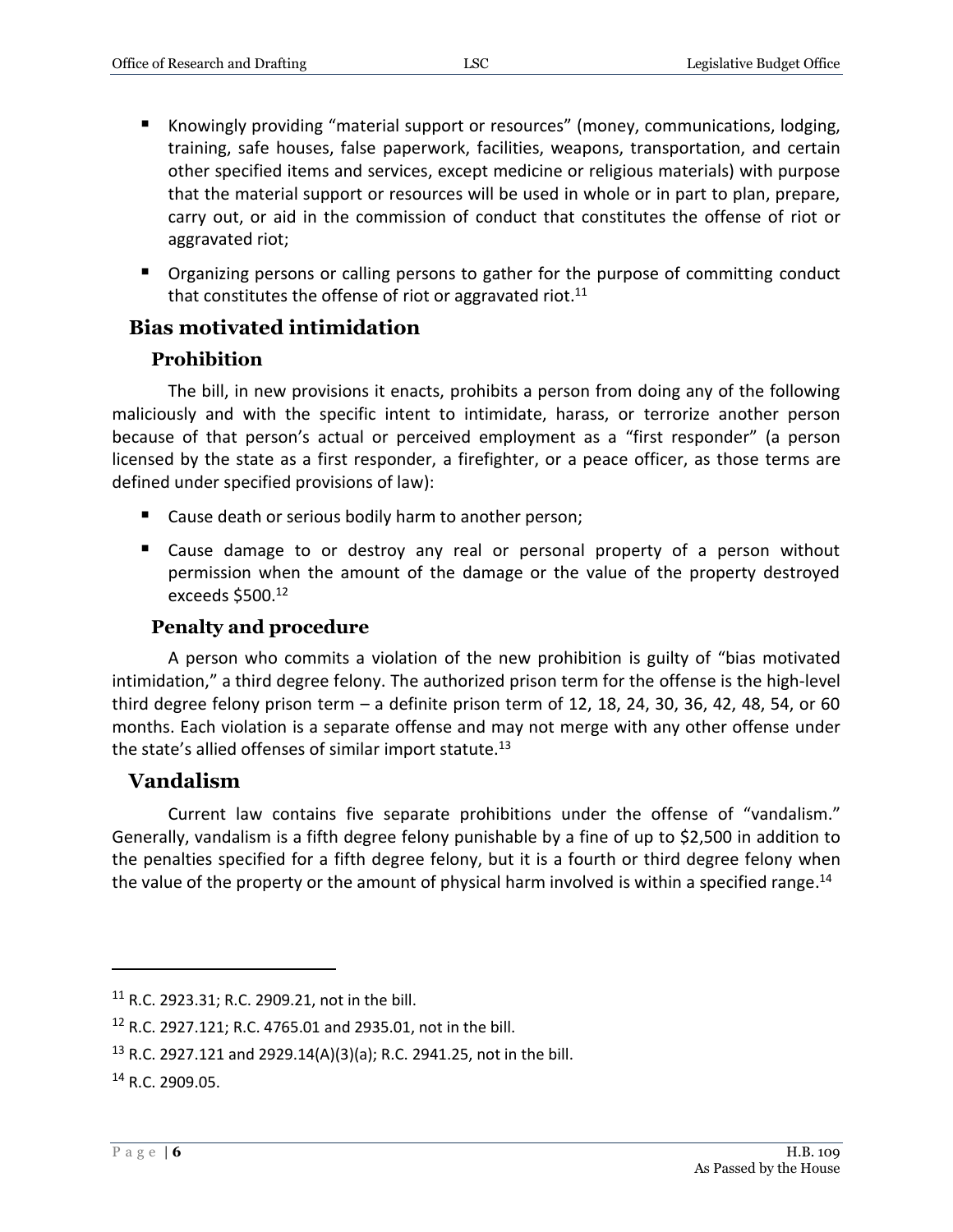- Knowingly providing "material support or resources" (money, communications, lodging, training, safe houses, false paperwork, facilities, weapons, transportation, and certain other specified items and services, except medicine or religious materials) with purpose that the material support or resources will be used in whole or in part to plan, prepare, carry out, or aid in the commission of conduct that constitutes the offense of riot or aggravated riot;
- Organizing persons or calling persons to gather for the purpose of committing conduct that constitutes the offense of riot or aggravated riot.[11]

## Bias motivated intimidation

### Prohibition

The bill, in new provisions it enacts, prohibits a person from doing any of the following maliciously and with the specific intent to intimidate, harass, or terrorize another person because of that person's actual or perceived employment as a "first responder" (a person licensed by the state as a first responder, a firefighter, or a peace officer, as those terms are defined under specified provisions of law):

- Cause death or serious bodily harm to another person;
- Cause damage to or destroy any real or personal property of a person without permission when the amount of the damage or the value of the property destroyed exceeds $500.[12]

### Penalty and procedure

A person who commits a violation of the new prohibition is guilty of "bias motivated intimidation," a third degree felony. The authorized prison term for the offense is the high-level third degree felony prison term – a definite prison term of 12, 18, 24, 30, 36, 42, 48, 54, or 60 months. Each violation is a separate offense and may not merge with any other offense under the state's allied offenses of similar import statute.[13]

## Vandalism

Current law contains five separate prohibitions under the offense of "vandalism." Generally, vandalism is a fifth degree felony punishable by a fine of up to $2,500 in addition to the penalties specified for a fifth degree felony, but it is a fourth or third degree felony when the value of the property or the amount of physical harm involved is within a specified range.[14]

---

[11] R.C. 2923.31; R.C. 2909.21, not in the bill.

[12] R.C. 2927.121; R.C. 4765.01 and 2935.01, not in the bill.

[13] R.C. 2927.121 and 2929.14(A)(3)(a); R.C. 2941.25, not in the bill.

[14] R.C. 2909.05.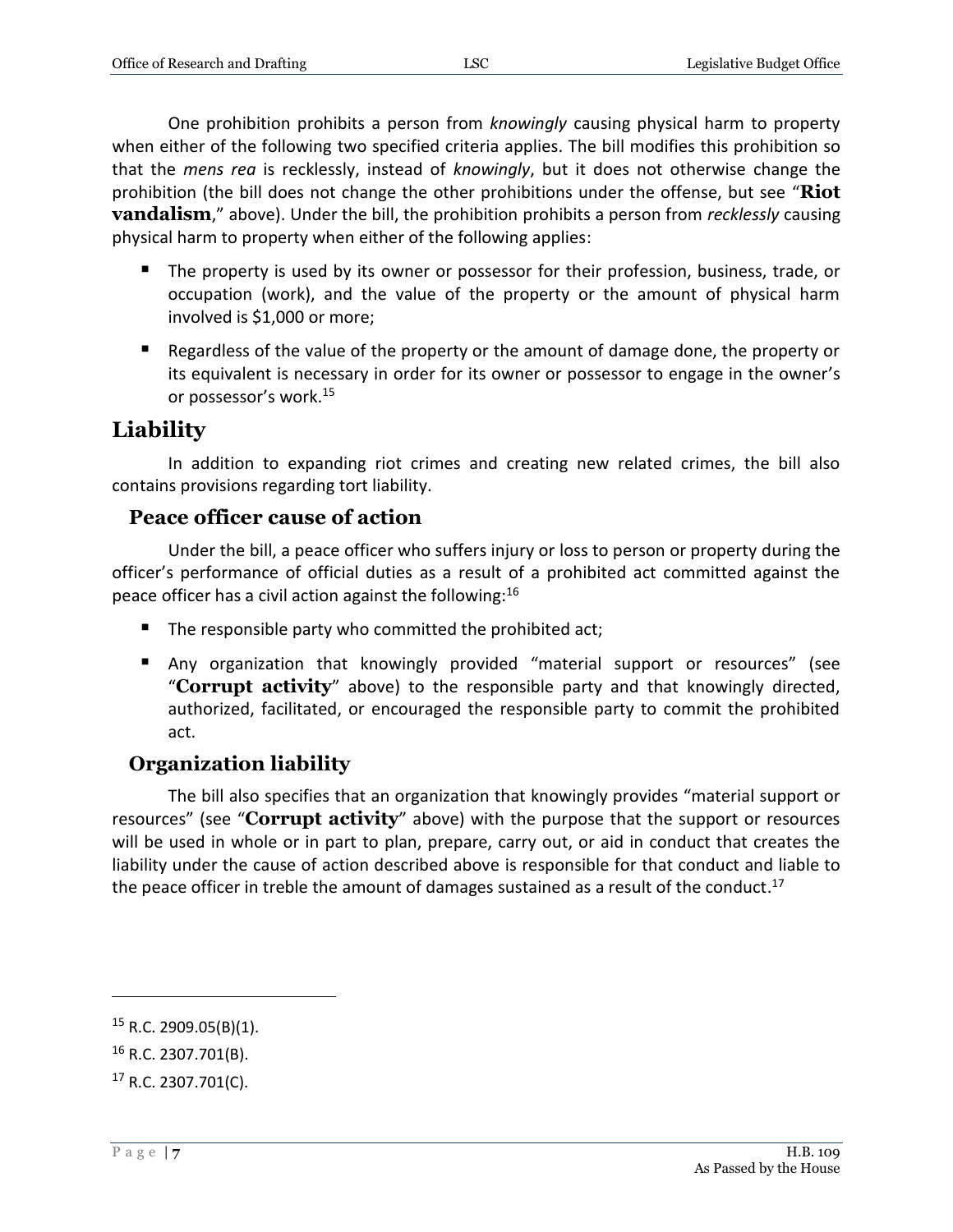One prohibition prohibits a person from *knowingly* causing physical harm to property when either of the following two specified criteria applies. The bill modifies this prohibition so that the *mens rea* is recklessly, instead of *knowingly*, but it does not otherwise change the prohibition (the bill does not change the other prohibitions under the offense, but see "**Riot vandalism**," above). Under the bill, the prohibition prohibits a person from *recklessly* causing physical harm to property when either of the following applies:

- The property is used by its owner or possessor for their profession, business, trade, or occupation (work), and the value of the property or the amount of physical harm involved is $1,000 or more;
- Regardless of the value of the property or the amount of damage done, the property or its equivalent is necessary in order for its owner or possessor to engage in the owner's or possessor's work.[15]

## Liability

In addition to expanding riot crimes and creating new related crimes, the bill also contains provisions regarding tort liability.

### Peace officer cause of action

Under the bill, a peace officer who suffers injury or loss to person or property during the officer's performance of official duties as a result of a prohibited act committed against the peace officer has a civil action against the following:[16]

- The responsible party who committed the prohibited act;
- Any organization that knowingly provided "material support or resources" (see "**Corrupt activity**" above) to the responsible party and that knowingly directed, authorized, facilitated, or encouraged the responsible party to commit the prohibited act.

### Organization liability

The bill also specifies that an organization that knowingly provides "material support or resources" (see "**Corrupt activity**" above) with the purpose that the support or resources will be used in whole or in part to plan, prepare, carry out, or aid in conduct that creates the liability under the cause of action described above is responsible for that conduct and liable to the peace officer in treble the amount of damages sustained as a result of the conduct.[17]

---

[15] R.C. 2909.05(B)(1).

[16] R.C. 2307.701(B).

[17] R.C. 2307.701(C).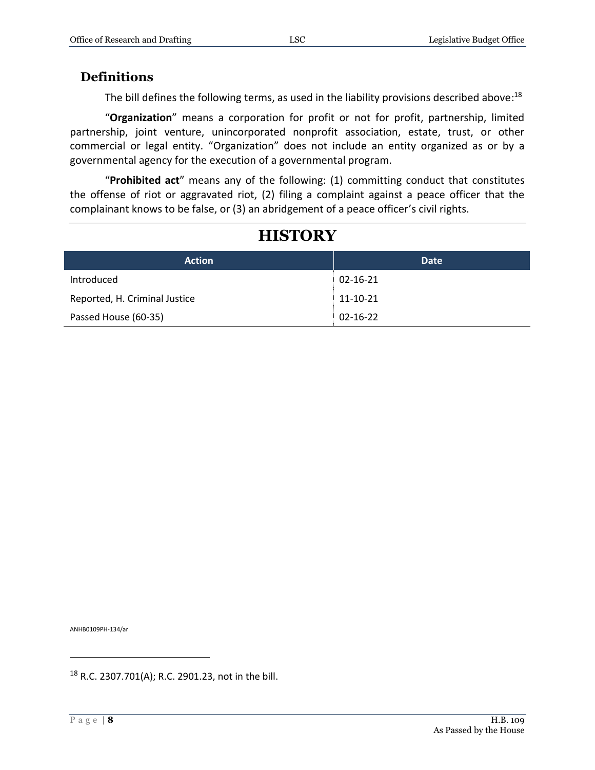## Definitions

The bill defines the following terms, as used in the liability provisions described above:[18]

"**Organization**" means a corporation for profit or not for profit, partnership, limited partnership, joint venture, unincorporated nonprofit association, estate, trust, or other commercial or legal entity. "Organization" does not include an entity organized as or by a governmental agency for the execution of a governmental program.

"**Prohibited act**" means any of the following: (1) committing conduct that constitutes the offense of riot or aggravated riot, (2) filing a complaint against a peace officer that the complainant knows to be false, or (3) an abridgement of a peace officer's civil rights.

# HISTORY

| Action | Date |
|---|---|
| Introduced | 02-16-21 |
| Reported, H. Criminal Justice | 11-10-21 |
| Passed House (60-35) | 02-16-22 |

ANHB0109PH-134/ar

[18] R.C. 2307.701(A); R.C. 2901.23, not in the bill.